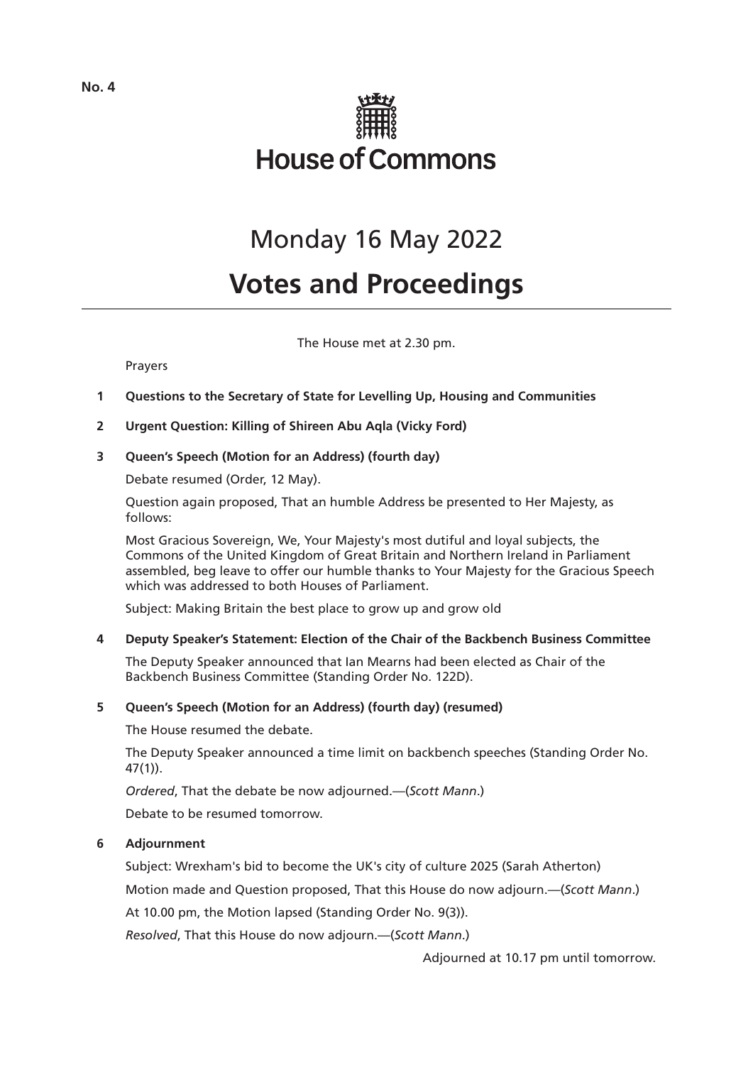No. 4

# House of Commons

## Monday 16 May 2022

# Votes and Proceedings

The House met at 2.30 pm.

Prayers

**1 Questions to the Secretary of State for Levelling Up, Housing and Communities**

**2 Urgent Question: Killing of Shireen Abu Aqla (Vicky Ford)**

**3 Queen's Speech (Motion for an Address) (fourth day)**

Debate resumed (Order, 12 May).

Question again proposed, That an humble Address be presented to Her Majesty, as follows:

Most Gracious Sovereign, We, Your Majesty's most dutiful and loyal subjects, the Commons of the United Kingdom of Great Britain and Northern Ireland in Parliament assembled, beg leave to offer our humble thanks to Your Majesty for the Gracious Speech which was addressed to both Houses of Parliament.

Subject: Making Britain the best place to grow up and grow old

**4 Deputy Speaker's Statement: Election of the Chair of the Backbench Business Committee**

The Deputy Speaker announced that Ian Mearns had been elected as Chair of the Backbench Business Committee (Standing Order No. 122D).

**5 Queen's Speech (Motion for an Address) (fourth day) (resumed)**

The House resumed the debate.

The Deputy Speaker announced a time limit on backbench speeches (Standing Order No. 47(1)).

*Ordered*, That the debate be now adjourned.—(*Scott Mann*.)

Debate to be resumed tomorrow.

**6 Adjournment**

Subject: Wrexham's bid to become the UK's city of culture 2025 (Sarah Atherton)

Motion made and Question proposed, That this House do now adjourn.—(*Scott Mann*.)

At 10.00 pm, the Motion lapsed (Standing Order No. 9(3)).

*Resolved*, That this House do now adjourn.—(*Scott Mann*.)

Adjourned at 10.17 pm until tomorrow.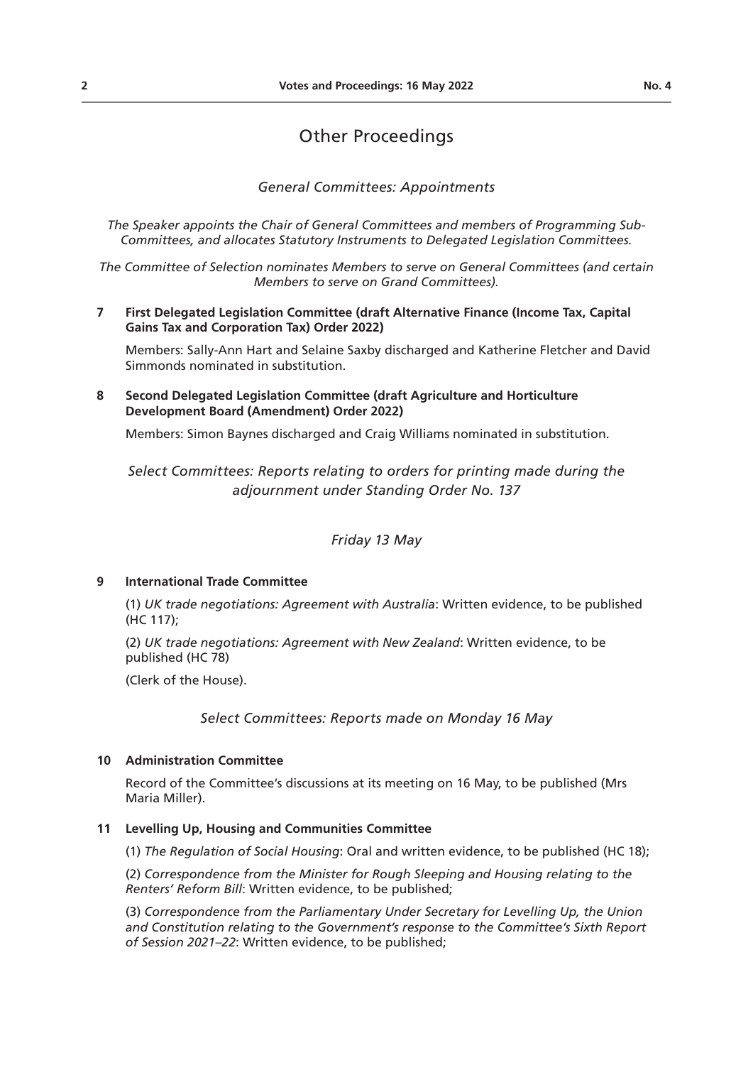# Other Proceedings

*General Committees: Appointments*

*The Speaker appoints the Chair of General Committees and members of Programming Sub-Committees, and allocates Statutory Instruments to Delegated Legislation Committees.*

*The Committee of Selection nominates Members to serve on General Committees (and certain Members to serve on Grand Committees).*

**7 First Delegated Legislation Committee (draft Alternative Finance (Income Tax, Capital Gains Tax and Corporation Tax) Order 2022)**

Members: Sally-Ann Hart and Selaine Saxby discharged and Katherine Fletcher and David Simmonds nominated in substitution.

**8 Second Delegated Legislation Committee (draft Agriculture and Horticulture Development Board (Amendment) Order 2022)**

Members: Simon Baynes discharged and Craig Williams nominated in substitution.

*Select Committees: Reports relating to orders for printing made during the adjournment under Standing Order No. 137*

*Friday 13 May*

**9 International Trade Committee**

(1) *UK trade negotiations: Agreement with Australia*: Written evidence, to be published (HC 117);

(2) *UK trade negotiations: Agreement with New Zealand*: Written evidence, to be published (HC 78)

(Clerk of the House).

*Select Committees: Reports made on Monday 16 May*

**10 Administration Committee**

Record of the Committee's discussions at its meeting on 16 May, to be published (Mrs Maria Miller).

**11 Levelling Up, Housing and Communities Committee**

(1) *The Regulation of Social Housing*: Oral and written evidence, to be published (HC 18);

(2) *Correspondence from the Minister for Rough Sleeping and Housing relating to the Renters' Reform Bill*: Written evidence, to be published;

(3) *Correspondence from the Parliamentary Under Secretary for Levelling Up, the Union and Constitution relating to the Government's response to the Committee's Sixth Report of Session 2021–22*: Written evidence, to be published;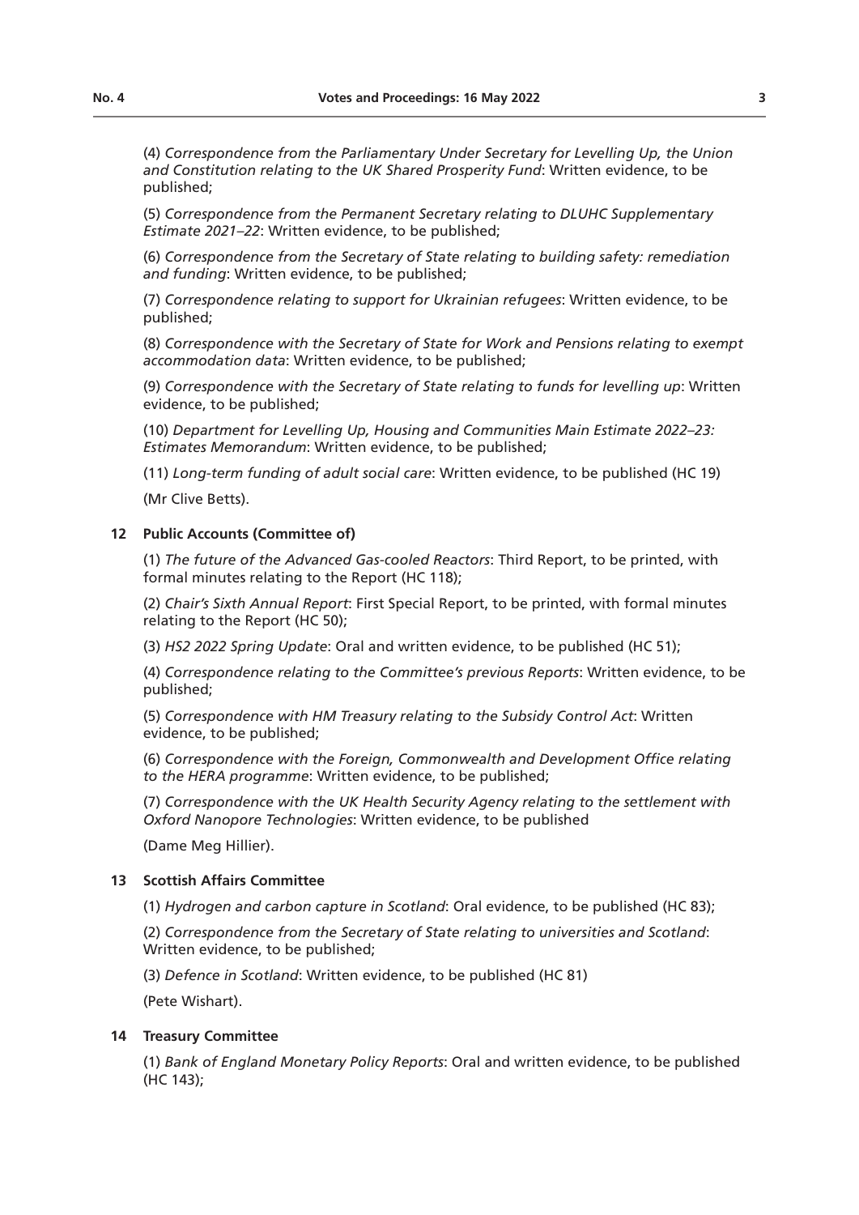(4) *Correspondence from the Parliamentary Under Secretary for Levelling Up, the Union and Constitution relating to the UK Shared Prosperity Fund*: Written evidence, to be published;

(5) *Correspondence from the Permanent Secretary relating to DLUHC Supplementary Estimate 2021–22*: Written evidence, to be published;

(6) *Correspondence from the Secretary of State relating to building safety: remediation and funding*: Written evidence, to be published;

(7) *Correspondence relating to support for Ukrainian refugees*: Written evidence, to be published;

(8) *Correspondence with the Secretary of State for Work and Pensions relating to exempt accommodation data*: Written evidence, to be published;

(9) *Correspondence with the Secretary of State relating to funds for levelling up*: Written evidence, to be published;

(10) *Department for Levelling Up, Housing and Communities Main Estimate 2022–23: Estimates Memorandum*: Written evidence, to be published;

(11) *Long-term funding of adult social care*: Written evidence, to be published (HC 19)

(Mr Clive Betts).

**12 Public Accounts (Committee of)**

(1) *The future of the Advanced Gas-cooled Reactors*: Third Report, to be printed, with formal minutes relating to the Report (HC 118);

(2) *Chair's Sixth Annual Report*: First Special Report, to be printed, with formal minutes relating to the Report (HC 50);

(3) *HS2 2022 Spring Update*: Oral and written evidence, to be published (HC 51);

(4) *Correspondence relating to the Committee's previous Reports*: Written evidence, to be published;

(5) *Correspondence with HM Treasury relating to the Subsidy Control Act*: Written evidence, to be published;

(6) *Correspondence with the Foreign, Commonwealth and Development Office relating to the HERA programme*: Written evidence, to be published;

(7) *Correspondence with the UK Health Security Agency relating to the settlement with Oxford Nanopore Technologies*: Written evidence, to be published

(Dame Meg Hillier).

**13 Scottish Affairs Committee**

(1) *Hydrogen and carbon capture in Scotland*: Oral evidence, to be published (HC 83);

(2) *Correspondence from the Secretary of State relating to universities and Scotland*: Written evidence, to be published;

(3) *Defence in Scotland*: Written evidence, to be published (HC 81)

(Pete Wishart).

**14 Treasury Committee**

(1) *Bank of England Monetary Policy Reports*: Oral and written evidence, to be published (HC 143);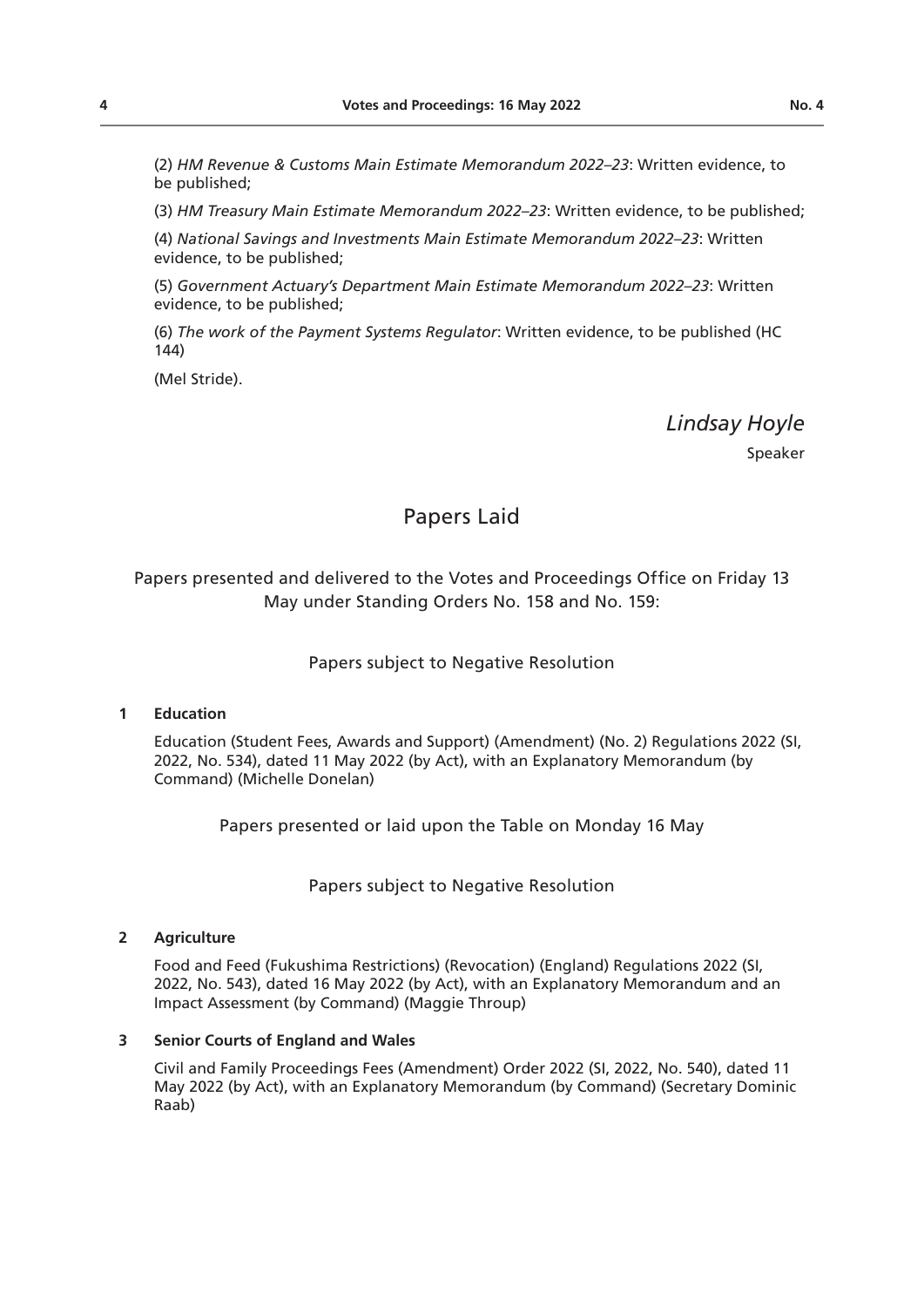(2) *HM Revenue & Customs Main Estimate Memorandum 2022–23*: Written evidence, to be published;

(3) *HM Treasury Main Estimate Memorandum 2022–23*: Written evidence, to be published;

(4) *National Savings and Investments Main Estimate Memorandum 2022–23*: Written evidence, to be published;

(5) *Government Actuary's Department Main Estimate Memorandum 2022–23*: Written evidence, to be published;

(6) *The work of the Payment Systems Regulator*: Written evidence, to be published (HC 144)

(Mel Stride).

*Lindsay Hoyle*

Speaker

# Papers Laid

Papers presented and delivered to the Votes and Proceedings Office on Friday 13 May under Standing Orders No. 158 and No. 159:

Papers subject to Negative Resolution

**1 Education**

Education (Student Fees, Awards and Support) (Amendment) (No. 2) Regulations 2022 (SI, 2022, No. 534), dated 11 May 2022 (by Act), with an Explanatory Memorandum (by Command) (Michelle Donelan)

Papers presented or laid upon the Table on Monday 16 May

Papers subject to Negative Resolution

**2 Agriculture**

Food and Feed (Fukushima Restrictions) (Revocation) (England) Regulations 2022 (SI, 2022, No. 543), dated 16 May 2022 (by Act), with an Explanatory Memorandum and an Impact Assessment (by Command) (Maggie Throup)

**3 Senior Courts of England and Wales**

Civil and Family Proceedings Fees (Amendment) Order 2022 (SI, 2022, No. 540), dated 11 May 2022 (by Act), with an Explanatory Memorandum (by Command) (Secretary Dominic Raab)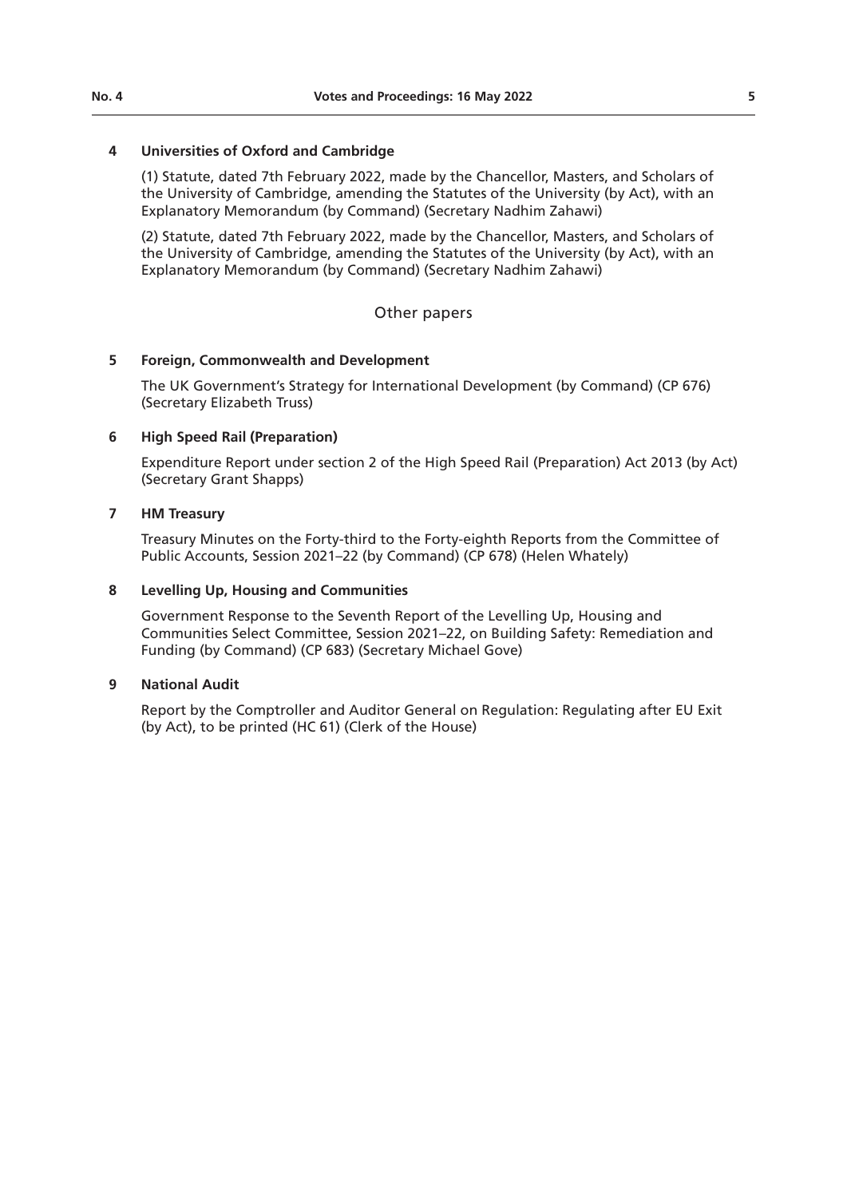**4 Universities of Oxford and Cambridge**

(1) Statute, dated 7th February 2022, made by the Chancellor, Masters, and Scholars of the University of Cambridge, amending the Statutes of the University (by Act), with an Explanatory Memorandum (by Command) (Secretary Nadhim Zahawi)

(2) Statute, dated 7th February 2022, made by the Chancellor, Masters, and Scholars of the University of Cambridge, amending the Statutes of the University (by Act), with an Explanatory Memorandum (by Command) (Secretary Nadhim Zahawi)

## Other papers

**5 Foreign, Commonwealth and Development**

The UK Government's Strategy for International Development (by Command) (CP 676) (Secretary Elizabeth Truss)

**6 High Speed Rail (Preparation)**

Expenditure Report under section 2 of the High Speed Rail (Preparation) Act 2013 (by Act) (Secretary Grant Shapps)

**7 HM Treasury**

Treasury Minutes on the Forty-third to the Forty-eighth Reports from the Committee of Public Accounts, Session 2021–22 (by Command) (CP 678) (Helen Whately)

**8 Levelling Up, Housing and Communities**

Government Response to the Seventh Report of the Levelling Up, Housing and Communities Select Committee, Session 2021–22, on Building Safety: Remediation and Funding (by Command) (CP 683) (Secretary Michael Gove)

**9 National Audit**

Report by the Comptroller and Auditor General on Regulation: Regulating after EU Exit (by Act), to be printed (HC 61) (Clerk of the House)